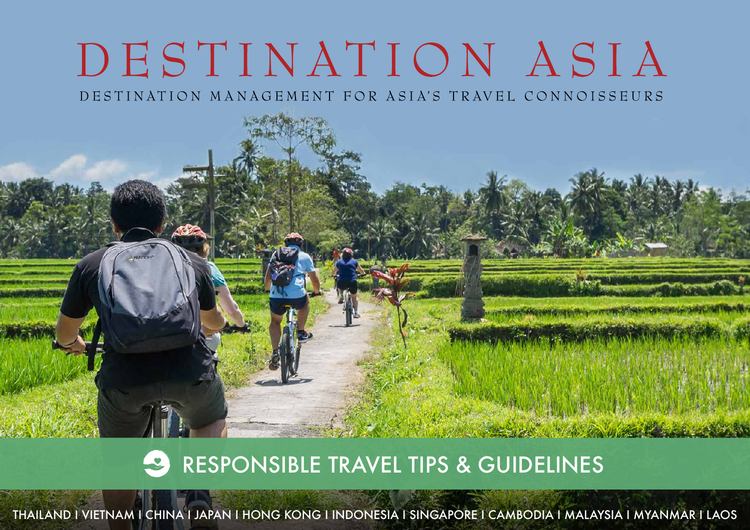# DESTINATION ASIA

DESTINATION MANAGEMENT FOR ASIA'S TRAVEL CONNOISSEURS

## RESPONSIBLE TRAVEL TIPS & GUIDELINES

THAILAND I VIETNAM I CHINA I JAPAN I HONG KONG I INDONESIA I SINGAPORE I CAMBODIA I MALAYSIA I MYANMAR I LAOS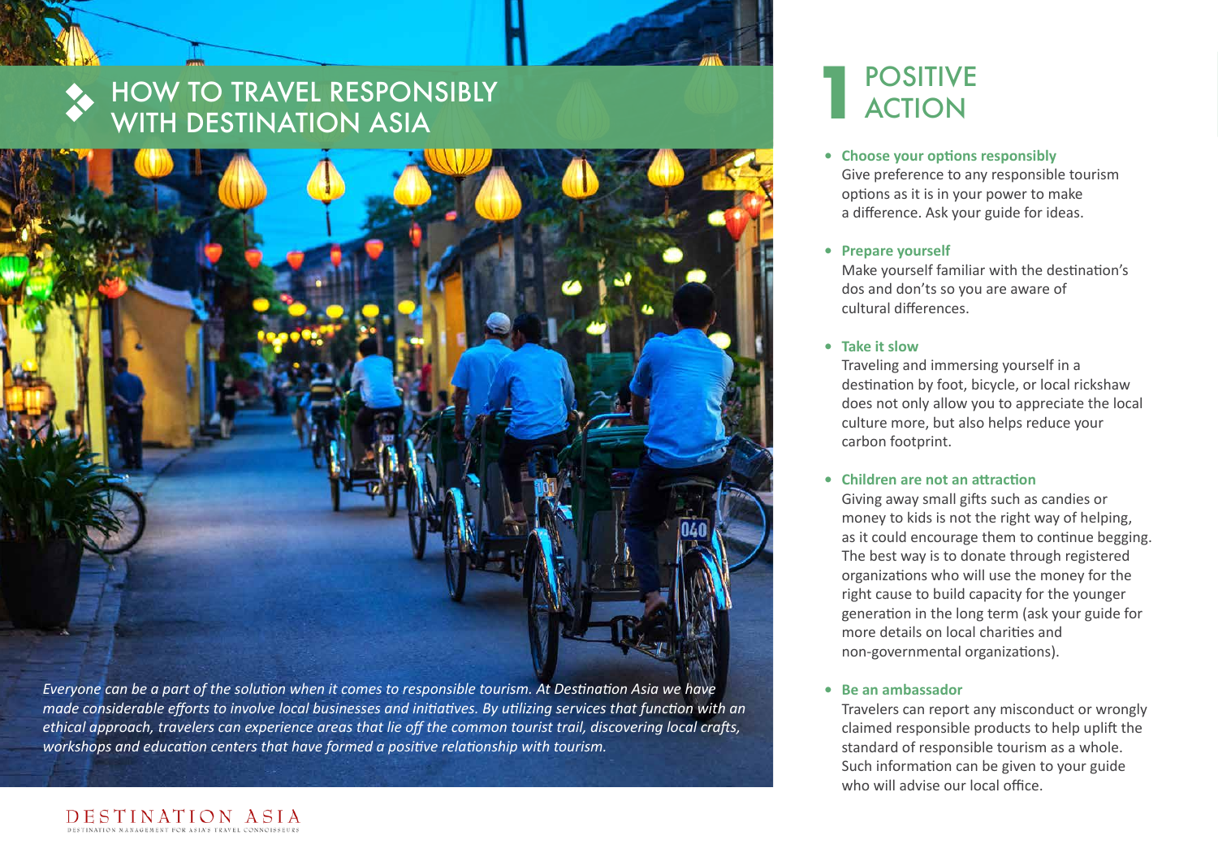# HOW TO TRAVEL RESPONSIBLY WITH DESTINATION ASIA

*Everyone can be a part of the solution when it comes to responsible tourism. At Destination Asia we have made considerable efforts to involve local businesses and initiatives. By utilizing services that function with an ethical approach, travelers can experience areas that lie off the common tourist trail, discovering local crafts, workshops and education centers that have formed a positive relationship with tourism.*

## 1 POSITIVE ACTION

- **Choose your options responsibly**
  Give preference to any responsible tourism options as it is in your power to make a difference. Ask your guide for ideas.

- **Prepare yourself**
  Make yourself familiar with the destination's dos and don'ts so you are aware of cultural differences.

- **Take it slow**
  Traveling and immersing yourself in a destination by foot, bicycle, or local rickshaw does not only allow you to appreciate the local culture more, but also helps reduce your carbon footprint.

- **Children are not an attraction**
  Giving away small gifts such as candies or money to kids is not the right way of helping, as it could encourage them to continue begging. The best way is to donate through registered organizations who will use the money for the right cause to build capacity for the younger generation in the long term (ask your guide for more details on local charities and non-governmental organizations).

- **Be an ambassador**
  Travelers can report any misconduct or wrongly claimed responsible products to help uplift the standard of responsible tourism as a whole. Such information can be given to your guide who will advise our local office.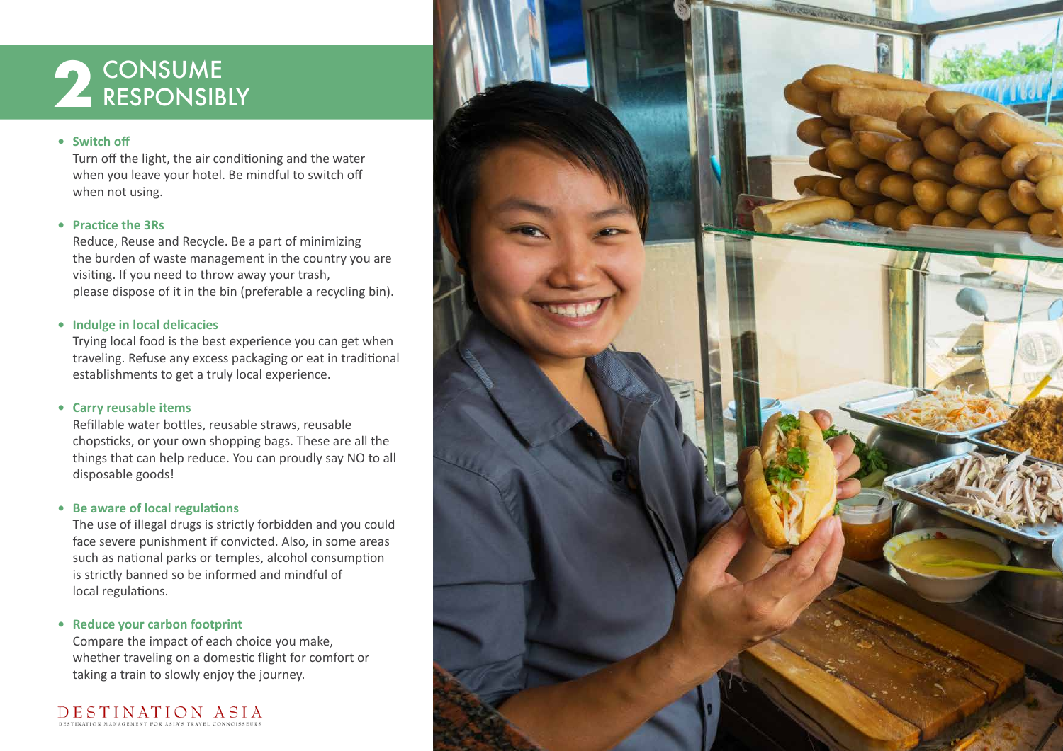# 2 CONSUME RESPONSIBLY

- **Switch off**
  Turn off the light, the air conditioning and the water when you leave your hotel. Be mindful to switch off when not using.

- **Practice the 3Rs**
  Reduce, Reuse and Recycle. Be a part of minimizing the burden of waste management in the country you are visiting. If you need to throw away your trash, please dispose of it in the bin (preferable a recycling bin).

- **Indulge in local delicacies**
  Trying local food is the best experience you can get when traveling. Refuse any excess packaging or eat in traditional establishments to get a truly local experience.

- **Carry reusable items**
  Refillable water bottles, reusable straws, reusable chopsticks, or your own shopping bags. These are all the things that can help reduce. You can proudly say NO to all disposable goods!

- **Be aware of local regulations**
  The use of illegal drugs is strictly forbidden and you could face severe punishment if convicted. Also, in some areas such as national parks or temples, alcohol consumption is strictly banned so be informed and mindful of local regulations.

- **Reduce your carbon footprint**
  Compare the impact of each choice you make, whether traveling on a domestic flight for comfort or taking a train to slowly enjoy the journey.

DESTINATION ASIA
DESTINATION MANAGEMENT FOR ASIA'S TRAVEL CONNOISSEURS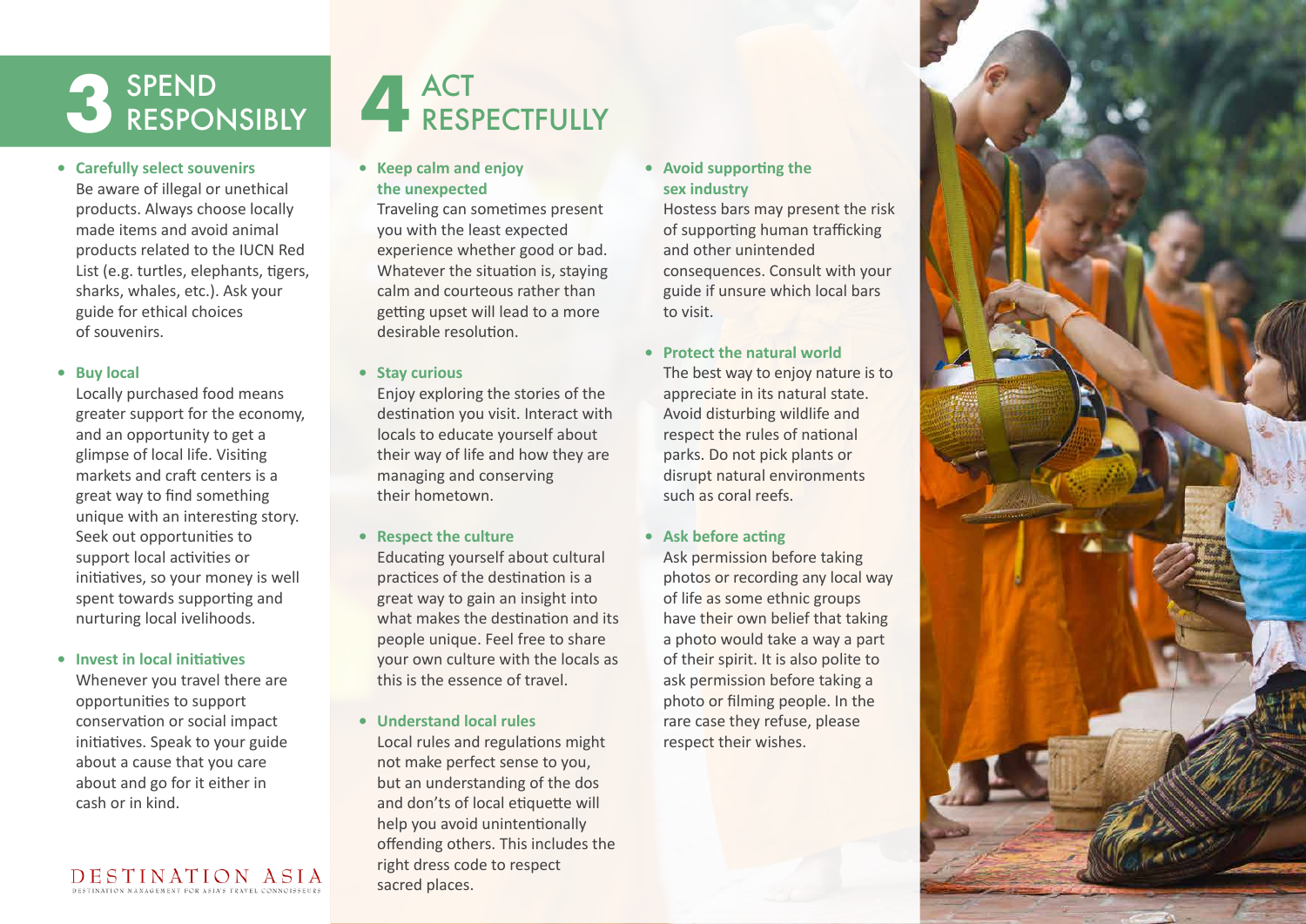# 3 SPEND RESPONSIBLY

- **Carefully select souvenirs**
  Be aware of illegal or unethical products. Always choose locally made items and avoid animal products related to the IUCN Red List (e.g. turtles, elephants, tigers, sharks, whales, etc.). Ask your guide for ethical choices of souvenirs.

- **Buy local**
  Locally purchased food means greater support for the economy, and an opportunity to get a glimpse of local life. Visiting markets and craft centers is a great way to find something unique with an interesting story. Seek out opportunities to support local activities or initiatives, so your money is well spent towards supporting and nurturing local ivelihoods.

- **Invest in local initiatives**
  Whenever you travel there are opportunities to support conservation or social impact initiatives. Speak to your guide about a cause that you care about and go for it either in cash or in kind.

DESTINATION ASIA
DESTINATION MANAGEMENT FOR ASIA'S TRAVEL CONNOISSEURS

# 4 ACT RESPECTFULLY

- **Keep calm and enjoy the unexpected**
  Traveling can sometimes present you with the least expected experience whether good or bad. Whatever the situation is, staying calm and courteous rather than getting upset will lead to a more desirable resolution.

- **Stay curious**
  Enjoy exploring the stories of the destination you visit. Interact with locals to educate yourself about their way of life and how they are managing and conserving their hometown.

- **Respect the culture**
  Educating yourself about cultural practices of the destination is a great way to gain an insight into what makes the destination and its people unique. Feel free to share your own culture with the locals as this is the essence of travel.

- **Understand local rules**
  Local rules and regulations might not make perfect sense to you, but an understanding of the dos and don'ts of local etiquette will help you avoid unintentionally offending others. This includes the right dress code to respect sacred places.

- **Avoid supporting the sex industry**
  Hostess bars may present the risk of supporting human trafficking and other unintended consequences. Consult with your guide if unsure which local bars to visit.

- **Protect the natural world**
  The best way to enjoy nature is to appreciate in its natural state. Avoid disturbing wildlife and respect the rules of national parks. Do not pick plants or disrupt natural environments such as coral reefs.

- **Ask before acting**
  Ask permission before taking photos or recording any local way of life as some ethnic groups have their own belief that taking a photo would take a way a part of their spirit. It is also polite to ask permission before taking a photo or filming people. In the rare case they refuse, please respect their wishes.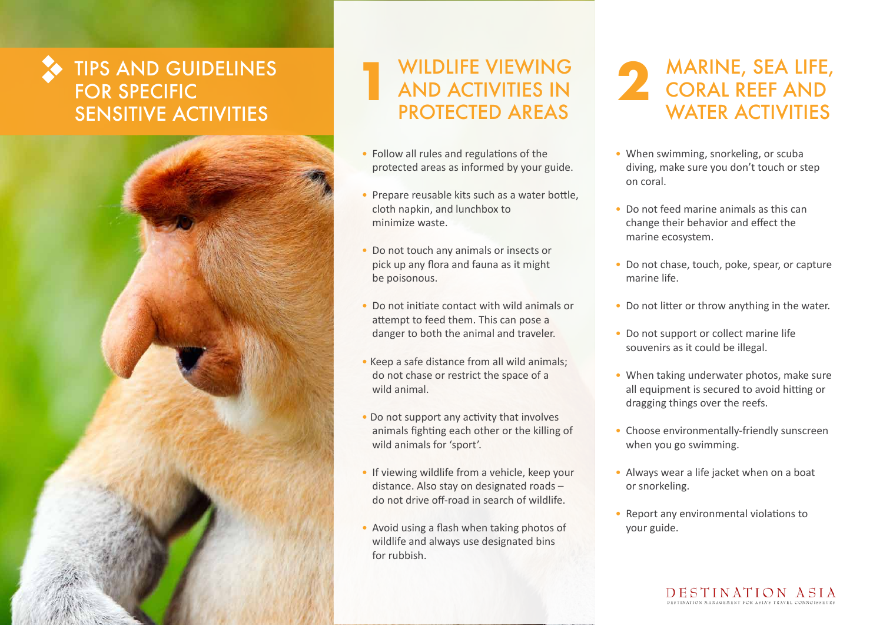# TIPS AND GUIDELINES FOR SPECIFIC SENSITIVE ACTIVITIES

## 1 WILDLIFE VIEWING AND ACTIVITIES IN PROTECTED AREAS

- Follow all rules and regulations of the protected areas as informed by your guide.
- Prepare reusable kits such as a water bottle, cloth napkin, and lunchbox to minimize waste.
- Do not touch any animals or insects or pick up any flora and fauna as it might be poisonous.
- Do not initiate contact with wild animals or attempt to feed them. This can pose a danger to both the animal and traveler.
- Keep a safe distance from all wild animals; do not chase or restrict the space of a wild animal.
- Do not support any activity that involves animals fighting each other or the killing of wild animals for 'sport'.
- If viewing wildlife from a vehicle, keep your distance. Also stay on designated roads – do not drive off-road in search of wildlife.
- Avoid using a flash when taking photos of wildlife and always use designated bins for rubbish.

## 2 MARINE, SEA LIFE, CORAL REEF AND WATER ACTIVITIES

- When swimming, snorkeling, or scuba diving, make sure you don't touch or step on coral.
- Do not feed marine animals as this can change their behavior and effect the marine ecosystem.
- Do not chase, touch, poke, spear, or capture marine life.
- Do not litter or throw anything in the water.
- Do not support or collect marine life souvenirs as it could be illegal.
- When taking underwater photos, make sure all equipment is secured to avoid hitting or dragging things over the reefs.
- Choose environmentally-friendly sunscreen when you go swimming.
- Always wear a life jacket when on a boat or snorkeling.
- Report any environmental violations to your guide.

DESTINATION ASIA
DESTINATION MANAGEMENT FOR ASIA'S TRAVEL CONNOISSEURS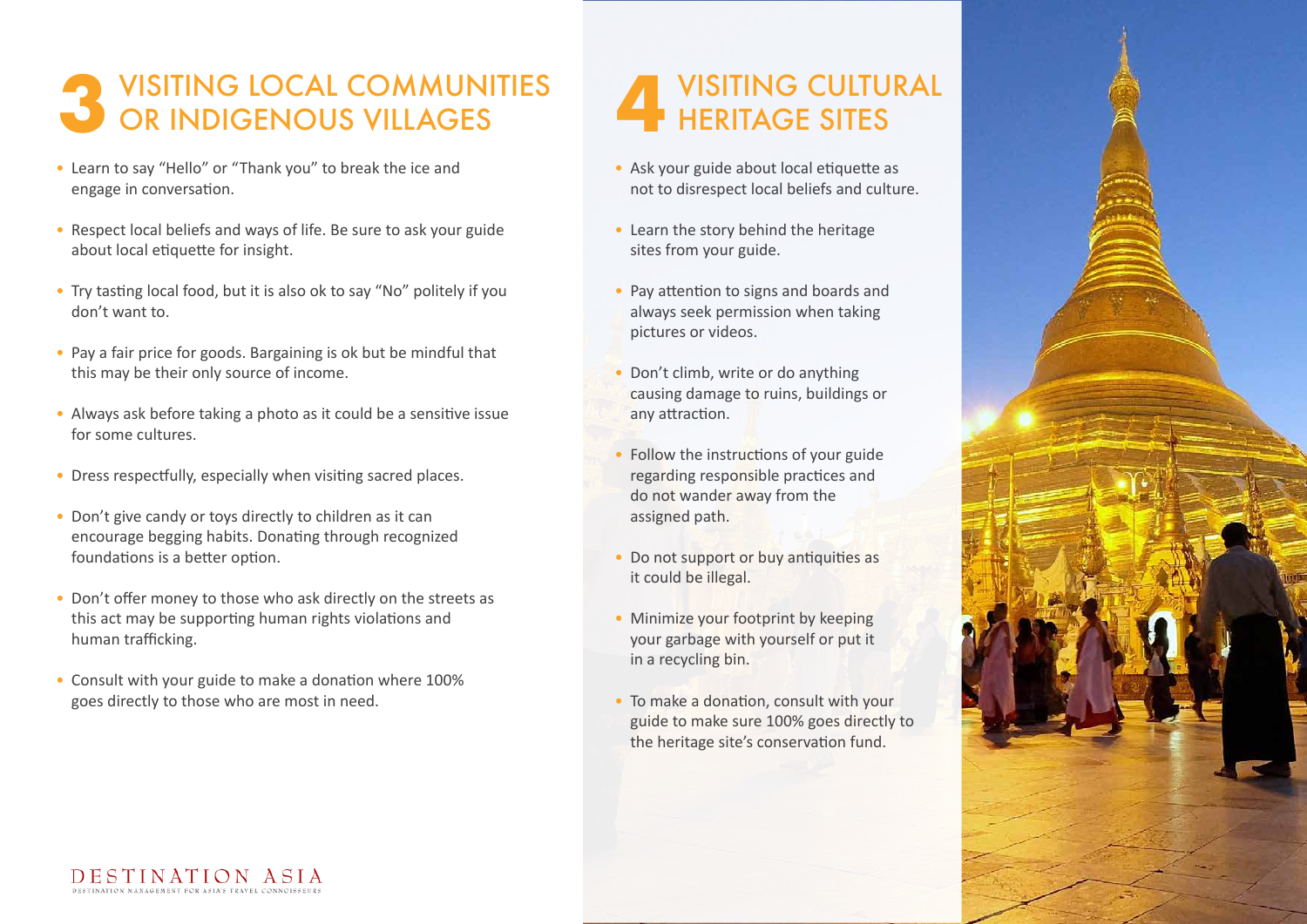# 3 VISITING LOCAL COMMUNITIES OR INDIGENOUS VILLAGES

- Learn to say "Hello" or "Thank you" to break the ice and engage in conversation.
- Respect local beliefs and ways of life. Be sure to ask your guide about local etiquette for insight.
- Try tasting local food, but it is also ok to say "No" politely if you don't want to.
- Pay a fair price for goods. Bargaining is ok but be mindful that this may be their only source of income.
- Always ask before taking a photo as it could be a sensitive issue for some cultures.
- Dress respectfully, especially when visiting sacred places.
- Don't give candy or toys directly to children as it can encourage begging habits. Donating through recognized foundations is a better option.
- Don't offer money to those who ask directly on the streets as this act may be supporting human rights violations and human trafficking.
- Consult with your guide to make a donation where 100% goes directly to those who are most in need.

# 4 VISITING CULTURAL HERITAGE SITES

- Ask your guide about local etiquette as not to disrespect local beliefs and culture.
- Learn the story behind the heritage sites from your guide.
- Pay attention to signs and boards and always seek permission when taking pictures or videos.
- Don't climb, write or do anything causing damage to ruins, buildings or any attraction.
- Follow the instructions of your guide regarding responsible practices and do not wander away from the assigned path.
- Do not support or buy antiquities as it could be illegal.
- Minimize your footprint by keeping your garbage with yourself or put it in a recycling bin.
- To make a donation, consult with your guide to make sure 100% goes directly to the heritage site's conservation fund.

DESTINATION ASIA
DESTINATION MANAGEMENT FOR ASIA'S TRAVEL CONNOISSEURS